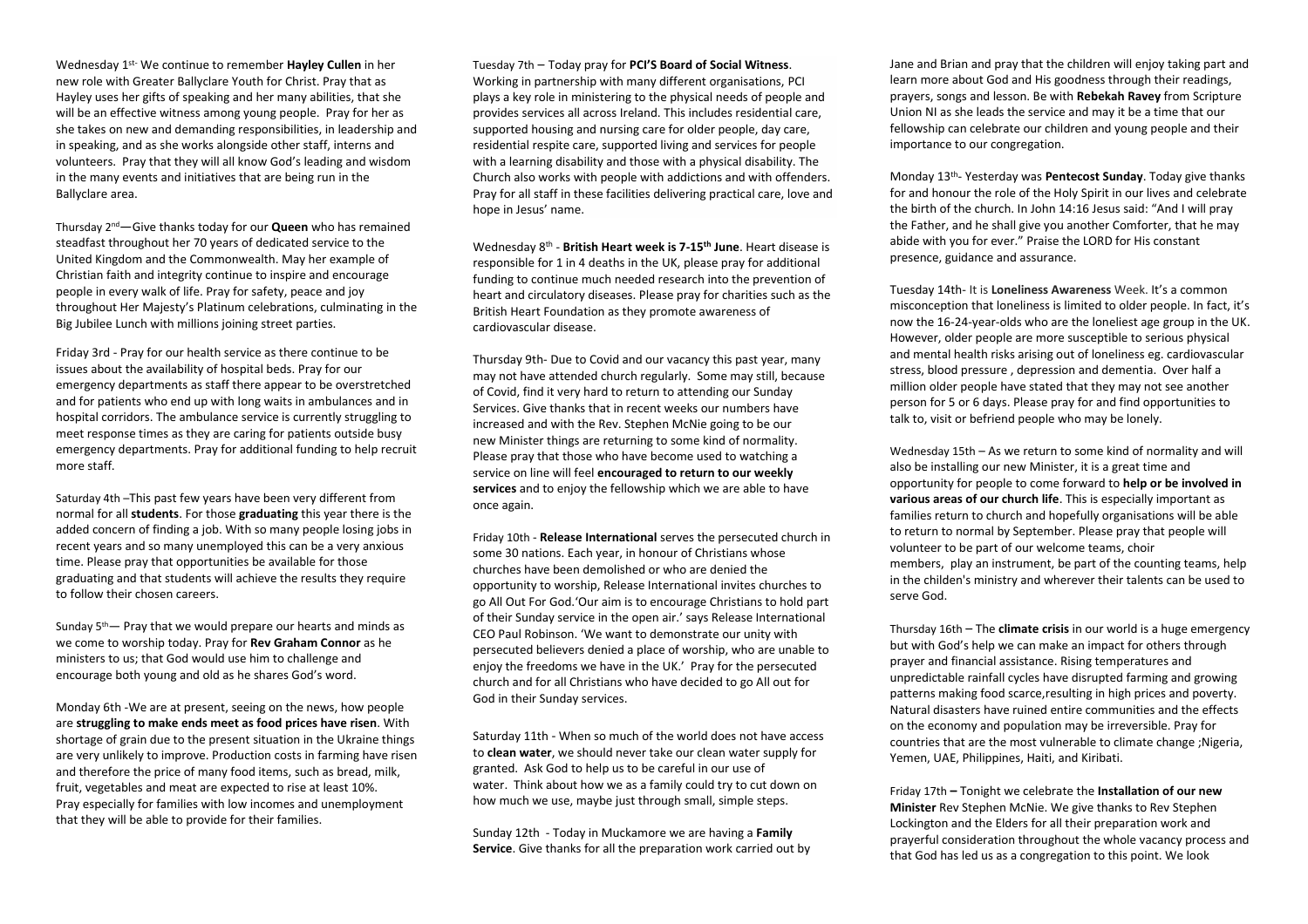Wednesday 1st- We continue to remember **Hayley Cullen** in her new role with Greater Ballyclare Youth for Christ. Pray that as Hayley uses her gifts of speaking and her many abilities, that she will be an effective witness among young people. Pray for her as she takes on new and demanding responsibilities, in leadership and in speaking, and as she works alongside other staff, interns and volunteers. Pray that they will all know God's leading and wisdom in the many events and initiatives that are being run in the Ballyclare area.

Thursday 2nd—Give thanks today for our **Queen** who has remained steadfast throughout her 70 years of dedicated service to the United Kingdom and the Commonwealth. May her example of Christian faith and integrity continue to inspire and encourage people in every walk of life. Pray for safety, peace and joy throughout Her Majesty's Platinum celebrations, culminating in the Big Jubilee Lunch with millions joining street parties.

Friday 3rd - Pray for our health service as there continue to be issues about the availability of hospital beds. Pray for our emergency departments as staff there appear to be overstretched and for patients who end up with long waits in ambulances and in hospital corridors. The ambulance service is currently struggling to meet response times as they are caring for patients outside busy emergency departments. Pray for additional funding to help recruit more staff.

Saturday 4th –This past few years have been very different from normal for all **students**. For those **graduating** this year there is the added concern of finding a job. With so many people losing jobs in recent years and so many unemployed this can be a very anxious time. Please pray that opportunities be available for those graduating and that students will achieve the results they require to follow their chosen careers.

Sunday 5th— Pray that we would prepare our hearts and minds as we come to worship today. Pray for **Rev Graham Connor** as he ministers to us; that God would use him to challenge and encourage both young and old as he shares God's word.

Monday 6th -We are at present, seeing on the news, how people are **struggling to make ends meet as food prices have risen**. With shortage of grain due to the present situation in the Ukraine things are very unlikely to improve. Production costs in farming have risen and therefore the price of many food items, such as bread, milk, fruit, vegetables and meat are expected to rise at least 10%. Pray especially for families with low incomes and unemployment that they will be able to provide for their families.

Tuesday 7th – Today pray for **PCI'S Board of Social Witness**. Working in partnership with many different organisations, PCI plays a key role in ministering to the physical needs of people and provides services all across Ireland. This includes residential care, supported housing and nursing care for older people, day care, residential respite care, supported living and services for people with a learning disability and those with a physical disability. The Church also works with people with addictions and with offenders. Pray for all staff in these facilities delivering practical care, love and hope in Jesus' name.

Wednesday 8th - **British Heart week is 7-15th June**. Heart disease is responsible for 1 in 4 deaths in the UK, please pray for additional funding to continue much needed research into the prevention of heart and circulatory diseases. Please pray for charities such as the British Heart Foundation as they promote awareness of cardiovascular disease.

Thursday 9th- Due to Covid and our vacancy this past year, many may not have attended church regularly. Some may still, because of Covid, find it very hard to return to attending our Sunday Services. Give thanks that in recent weeks our numbers have increased and with the Rev. Stephen McNie going to be our new Minister things are returning to some kind of normality. Please pray that those who have become used to watching a service on line will feel **encouraged to return to our weekly services** and to enjoy the fellowship which we are able to have once again.

Friday 10th - **Release International** serves the persecuted church in some 30 nations. Each year, in honour of Christians whose churches have been demolished or who are denied the opportunity to worship, Release International invites churches to go All Out For God.'Our aim is to encourage Christians to hold part of their Sunday service in the open air.' says Release International CEO Paul Robinson. 'We want to demonstrate our unity with persecuted believers denied a place of worship, who are unable to enjoy the freedoms we have in the UK.' Pray for the persecuted church and for all Christians who have decided to go All out for God in their Sunday services.

Saturday 11th - When so much of the world does not have access to **clean water**, we should never take our clean water supply for granted. Ask God to help us to be careful in our use of water. Think about how we as a family could try to cut down on how much we use, maybe just through small, simple steps.

Sunday 12th - Today in Muckamore we are having a **Family Service**. Give thanks for all the preparation work carried out by Jane and Brian and pray that the children will enjoy taking part and learn more about God and His goodness through their readings, prayers, songs and lesson. Be with **Rebekah Ravey** from Scripture Union NI as she leads the service and may it be a time that our fellowship can celebrate our children and young people and their importance to our congregation.

Monday 13th- Yesterday was **Pentecost Sunday**. Today give thanks for and honour the role of the Holy Spirit in our lives and celebrate the birth of the church. In John 14:16 Jesus said: "And I will pray the Father, and he shall give you another Comforter, that he may abide with you for ever." Praise the LORD for His constant presence, guidance and assurance.

Tuesday 14th- It is **Loneliness Awareness** Week. It's a common misconception that loneliness is limited to older people. In fact, it's now the 16-24-year-olds who are the loneliest age group in the UK. However, older people are more susceptible to serious physical and mental health risks arising out of loneliness eg. cardiovascular stress, blood pressure , depression and dementia. Over half a million older people have stated that they may not see another person for 5 or 6 days. Please pray for and find opportunities to talk to, visit or befriend people who may be lonely.

Wednesday 15th – As we return to some kind of normality and will also be installing our new Minister, it is a great time and opportunity for people to come forward to **help or be involved in various areas of our church life**. This is especially important as families return to church and hopefully organisations will be able to return to normal by September. Please pray that people will volunteer to be part of our welcome teams, choir members, play an instrument, be part of the counting teams, help in the childen's ministry and wherever their talents can be used to serve God.

Thursday 16th – The **climate crisis** in our world is a huge emergency but with God's help we can make an impact for others through prayer and financial assistance. Rising temperatures and unpredictable rainfall cycles have disrupted farming and growing patterns making food scarce,resulting in high prices and poverty. Natural disasters have ruined entire communities and the effects on the economy and population may be irreversible. Pray for countries that are the most vulnerable to climate change ;Nigeria, Yemen, UAE, Philippines, Haiti, and Kiribati.

Friday 17th **–** Tonight we celebrate the **Installation of our new Minister** Rev Stephen McNie. We give thanks to Rev Stephen Lockington and the Elders for all their preparation work and prayerful consideration throughout the whole vacancy process and that God has led us as a congregation to this point. We look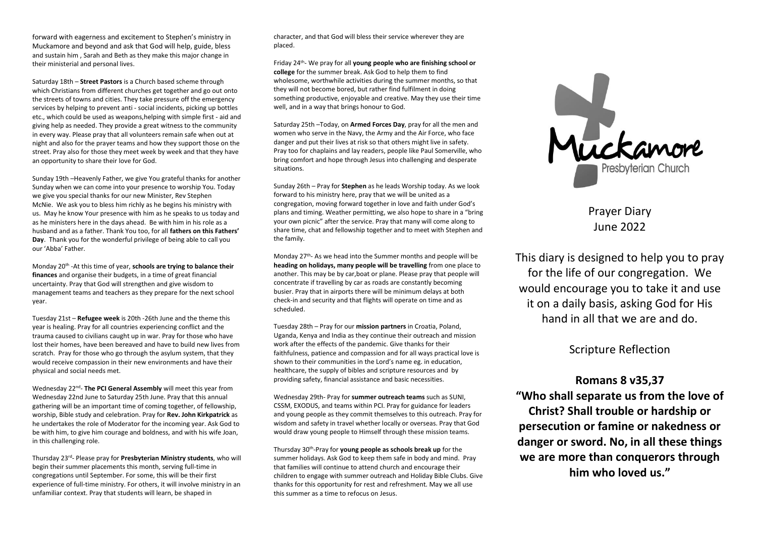forward with eagerness and excitement to Stephen's ministry in Muckamore and beyond and ask that God will help, guide, bless and sustain him , Sarah and Beth as they make this major change in their ministerial and personal lives.

Saturday 18th – **Street Pastors** is a Church based scheme through which Christians from different churches get together and go out onto the streets of towns and cities. They take pressure off the emergency services by helping to prevent anti - social incidents, picking up bottles etc., which could be used as weapons,helping with simple first - aid and giving help as needed. They provide a great witness to the community in every way. Please pray that all volunteers remain safe when out at night and also for the prayer teams and how they support those on the street. Pray also for those they meet week by week and that they have an opportunity to share their love for God.

Sunday 19th –Heavenly Father, we give You grateful thanks for another Sunday when we can come into your presence to worship You. Today we give you special thanks for our new Minister, Rev Stephen McNie. We ask you to bless him richly as he begins his ministry with us. May he know Your presence with him as he speaks to us today and as he ministers here in the days ahead. Be with him in his role as a husband and as a father. Thank You too, for all **fathers on this Fathers' Day**. Thank you for the wonderful privilege of being able to call you our 'Abba' Father.

Monday 20th -At this time of year, **schools are trying to balance their finances** and organise their budgets, in a time of great financial uncertainty. Pray that God will strengthen and give wisdom to management teams and teachers as they prepare for the next school year.

Tuesday 21st – **Refugee week** is 20th -26th June and the theme this year is healing. Pray for all countries experiencing conflict and the trauma caused to civilians caught up in war. Pray for those who have lost their homes, have been bereaved and have to build new lives from scratch. Pray for those who go through the asylum system, that they would receive compassion in their new environments and have their physical and social needs met.

Wednesday 22nd- **The PCI General Assembly** will meet this year from Wednesday 22nd June to Saturday 25th June. Pray that this annual gathering will be an important time of coming together, of fellowship, worship, Bible study and celebration. Pray for **Rev. John Kirkpatrick** as he undertakes the role of Moderator for the incoming year. Ask God to be with him, to give him courage and boldness, and with his wife Joan, in this challenging role.

Thursday 23rd- Please pray for **Presbyterian Ministry students**, who will begin their summer placements this month, serving full-time in congregations until September. For some, this will be their first experience of full-time ministry. For others, it will involve ministry in an unfamiliar context. Pray that students will learn, be shaped in character, and that God will bless their service wherever they are placed.

Friday 24th- We pray for all **young people who are finishing school or college** for the summer break. Ask God to help them to find wholesome, worthwhile activities during the summer months, so that they will not become bored, but rather find fulfilment in doing something productive, enjoyable and creative. May they use their time well, and in a way that brings honour to God.

Saturday 25th –Today, on **Armed Forces Day**, pray for all the men and women who serve in the Navy, the Army and the Air Force, who face danger and put their lives at risk so that others might live in safety. Pray too for chaplains and lay readers, people like Paul Somerville, who bring comfort and hope through Jesus into challenging and desperate situations.

Sunday 26th – Pray for **Stephen** as he leads Worship today. As we look forward to his ministry here, pray that we will be united as a congregation, moving forward together in love and faith under God's plans and timing. Weather permitting, we also hope to share in a "bring your own picnic" after the service. Pray that many will come along to share time, chat and fellowship together and to meet with Stephen and the family.

Monday 27th- As we head into the Summer months and people will be **heading on holidays, many people will be travelling** from one place to another. This may be by car,boat or plane. Please pray that people will concentrate if travelling by car as roads are constantly becoming busier. Pray that in airports there will be minimum delays at both check-in and security and that flights will operate on time and as scheduled.

Tuesday 28th – Pray for our **mission partners** in Croatia, Poland, Uganda, Kenya and India as they continue their outreach and mission work after the effects of the pandemic. Give thanks for their faithfulness, patience and compassion and for all ways practical love is shown to their communities in the Lord's name eg. in education, healthcare, the supply of bibles and scripture resources and by providing safety, financial assistance and basic necessities.

Wednesday 29th- Pray for **summer outreach teams** such as SUNI, CSSM, EXODUS, and teams within PCI. Pray for guidance for leaders and young people as they commit themselves to this outreach. Pray for wisdom and safety in travel whether locally or overseas. Pray that God would draw young people to Himself through these mission teams.

Thursday 30th-Pray for **young people as schools break up** for the summer holidays. Ask God to keep them safe in body and mind. Pray that families will continue to attend church and encourage their children to engage with summer outreach and Holiday Bible Clubs. Give thanks for this opportunity for rest and refreshment. May we all use this summer as a time to refocus on Jesus.

Muckamore Presbyterian Church

# Prayer Diary
# June 2022

This diary is designed to help you to pray for the life of our congregation. We would encourage you to take it and use it on a daily basis, asking God for His hand in all that we are and do.

## Scripture Reflection

**Romans 8 v35,37**

**"Who shall separate us from the love of Christ? Shall trouble or hardship or persecution or famine or nakedness or danger or sword. No, in all these things we are more than conquerors through him who loved us."**